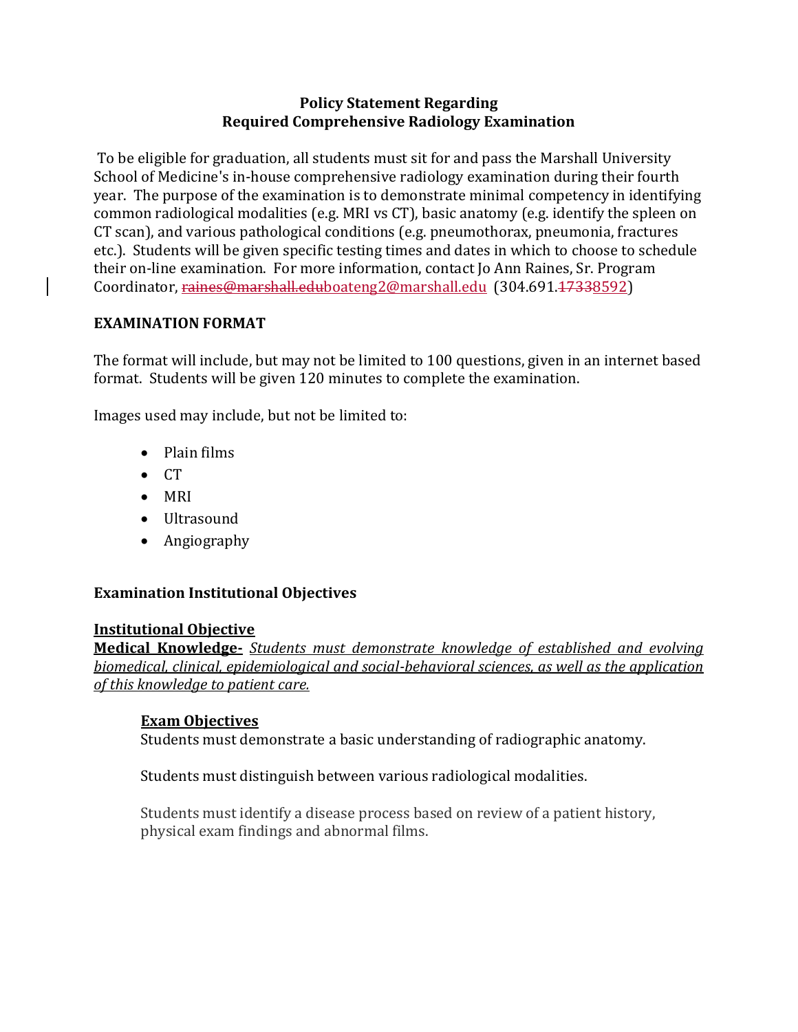**Policy Statement Regarding**
**Required Comprehensive Radiology Examination**

To be eligible for graduation, all students must sit for and pass the Marshall University School of Medicine's in-house comprehensive radiology examination during their fourth year. The purpose of the examination is to demonstrate minimal competency in identifying common radiological modalities (e.g. MRI vs CT), basic anatomy (e.g. identify the spleen on CT scan), and various pathological conditions (e.g. pneumothorax, pneumonia, fractures etc.). Students will be given specific testing times and dates in which to choose to schedule their on-line examination. For more information, contact Jo Ann Raines, Sr. Program Coordinator, ~~raines@marshall.edu~~boateng2@marshall.edu (304.691.~~1733~~8592)

## EXAMINATION FORMAT

The format will include, but may not be limited to 100 questions, given in an internet based format. Students will be given 120 minutes to complete the examination.

Images used may include, but not be limited to:

- Plain films
- CT
- MRI
- Ultrasound
- Angiography

## Examination Institutional Objectives

**Institutional Objective**

**Medical Knowledge-** *Students must demonstrate knowledge of established and evolving biomedical, clinical, epidemiological and social-behavioral sciences, as well as the application of this knowledge to patient care.*

**Exam Objectives**

Students must demonstrate a basic understanding of radiographic anatomy.

Students must distinguish between various radiological modalities.

Students must identify a disease process based on review of a patient history, physical exam findings and abnormal films.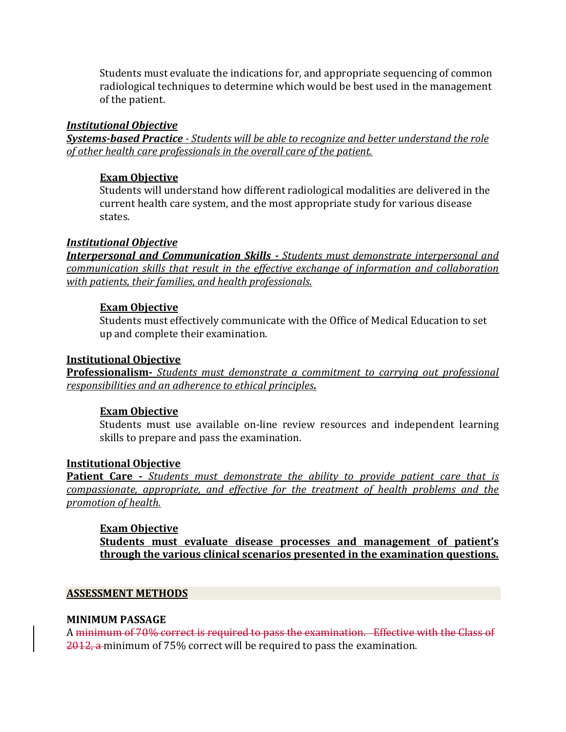Students must evaluate the indications for, and appropriate sequencing of common radiological techniques to determine which would be best used in the management of the patient.

***Institutional Objective***

***Systems-based Practice** - Students will be able to recognize and better understand the role of other health care professionals in the overall care of the patient.*

**Exam Objective**

Students will understand how different radiological modalities are delivered in the current health care system, and the most appropriate study for various disease states.

***Institutional Objective***

***Interpersonal and Communication Skills** - Students must demonstrate interpersonal and communication skills that result in the effective exchange of information and collaboration with patients, their families, and health professionals.*

**Exam Objective**

Students must effectively communicate with the Office of Medical Education to set up and complete their examination.

**Institutional Objective**

**Professionalism-** *Students must demonstrate a commitment to carrying out professional responsibilities and an adherence to ethical principles.*

**Exam Objective**

Students must use available on-line review resources and independent learning skills to prepare and pass the examination.

**Institutional Objective**

**Patient Care -** *Students must demonstrate the ability to provide patient care that is compassionate, appropriate, and effective for the treatment of health problems and the promotion of health.*

**Exam Objective**

**Students must evaluate disease processes and management of patient's through the various clinical scenarios presented in the examination questions.**

## ASSESSMENT METHODS

**MINIMUM PASSAGE**

A ~~minimum of 70% correct is required to pass the examination. Effective with the Class of 2012, a~~ minimum of 75% correct will be required to pass the examination.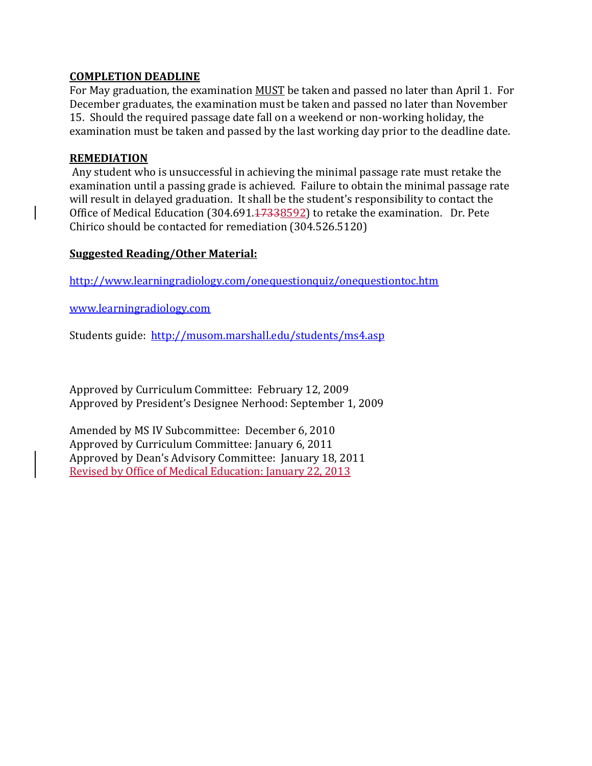**COMPLETION DEADLINE**

For May graduation, the examination MUST be taken and passed no later than April 1. For December graduates, the examination must be taken and passed no later than November 15. Should the required passage date fall on a weekend or non-working holiday, the examination must be taken and passed by the last working day prior to the deadline date.

**REMEDIATION**

Any student who is unsuccessful in achieving the minimal passage rate must retake the examination until a passing grade is achieved. Failure to obtain the minimal passage rate will result in delayed graduation. It shall be the student's responsibility to contact the Office of Medical Education (304.691.~~1733~~8592) to retake the examination. Dr. Pete Chirico should be contacted for remediation (304.526.5120)

**Suggested Reading/Other Material:**

http://www.learningradiology.com/onequestionquiz/onequestiontoc.htm

www.learningradiology.com

Students guide: http://musom.marshall.edu/students/ms4.asp

Approved by Curriculum Committee: February 12, 2009
Approved by President's Designee Nerhood: September 1, 2009

Amended by MS IV Subcommittee: December 6, 2010
Approved by Curriculum Committee: January 6, 2011
Approved by Dean's Advisory Committee: January 18, 2011
Revised by Office of Medical Education: January 22, 2013